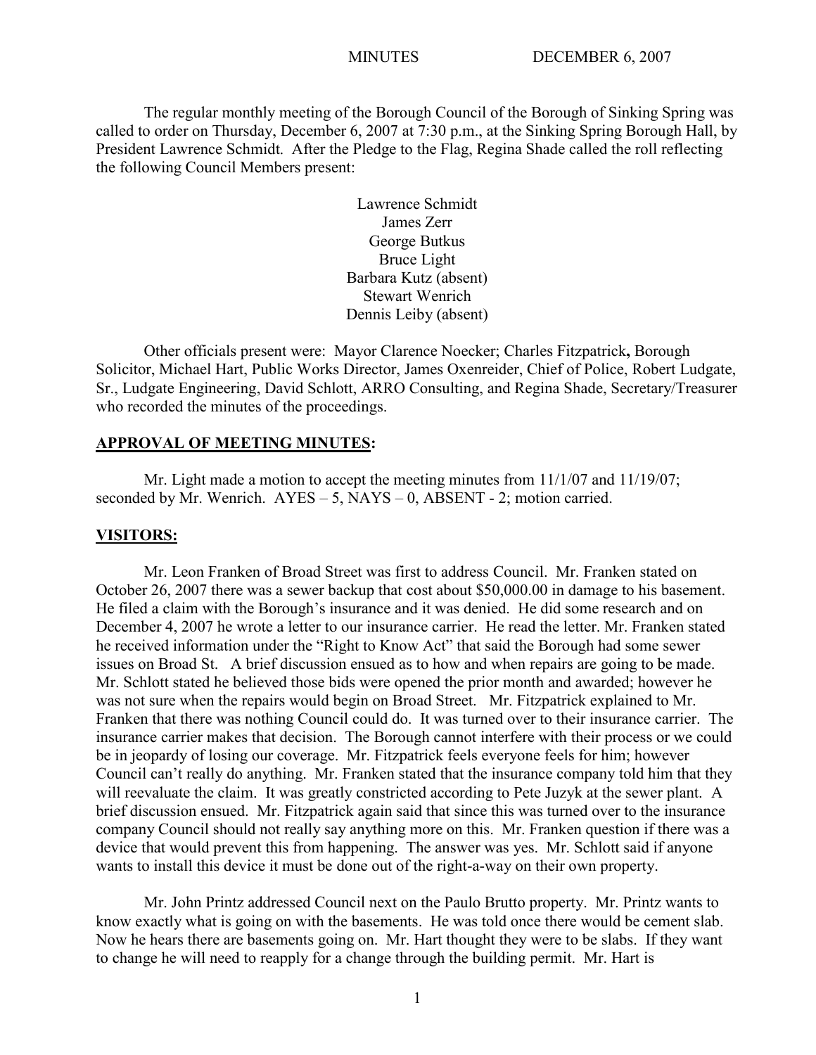MINUTES DECEMBER 6, 2007

The regular monthly meeting of the Borough Council of the Borough of Sinking Spring was called to order on Thursday, December 6, 2007 at 7:30 p.m., at the Sinking Spring Borough Hall, by President Lawrence Schmidt. After the Pledge to the Flag, Regina Shade called the roll reflecting the following Council Members present:

Lawrence Schmidt
James Zerr
George Butkus
Bruce Light
Barbara Kutz (absent)
Stewart Wenrich
Dennis Leiby (absent)

Other officials present were: Mayor Clarence Noecker; Charles Fitzpatrick**,** Borough Solicitor, Michael Hart, Public Works Director, James Oxenreider, Chief of Police, Robert Ludgate, Sr., Ludgate Engineering, David Schlott, ARRO Consulting, and Regina Shade, Secretary/Treasurer who recorded the minutes of the proceedings.

**APPROVAL OF MEETING MINUTES:**

Mr. Light made a motion to accept the meeting minutes from 11/1/07 and 11/19/07; seconded by Mr. Wenrich. AYES – 5, NAYS – 0, ABSENT - 2; motion carried.

**VISITORS:**

Mr. Leon Franken of Broad Street was first to address Council. Mr. Franken stated on October 26, 2007 there was a sewer backup that cost about $50,000.00 in damage to his basement. He filed a claim with the Borough's insurance and it was denied. He did some research and on December 4, 2007 he wrote a letter to our insurance carrier. He read the letter. Mr. Franken stated he received information under the "Right to Know Act" that said the Borough had some sewer issues on Broad St. A brief discussion ensued as to how and when repairs are going to be made. Mr. Schlott stated he believed those bids were opened the prior month and awarded; however he was not sure when the repairs would begin on Broad Street. Mr. Fitzpatrick explained to Mr. Franken that there was nothing Council could do. It was turned over to their insurance carrier. The insurance carrier makes that decision. The Borough cannot interfere with their process or we could be in jeopardy of losing our coverage. Mr. Fitzpatrick feels everyone feels for him; however Council can't really do anything. Mr. Franken stated that the insurance company told him that they will reevaluate the claim. It was greatly constricted according to Pete Juzyk at the sewer plant. A brief discussion ensued. Mr. Fitzpatrick again said that since this was turned over to the insurance company Council should not really say anything more on this. Mr. Franken question if there was a device that would prevent this from happening. The answer was yes. Mr. Schlott said if anyone wants to install this device it must be done out of the right-a-way on their own property.

Mr. John Printz addressed Council next on the Paulo Brutto property. Mr. Printz wants to know exactly what is going on with the basements. He was told once there would be cement slab. Now he hears there are basements going on. Mr. Hart thought they were to be slabs. If they want to change he will need to reapply for a change through the building permit. Mr. Hart is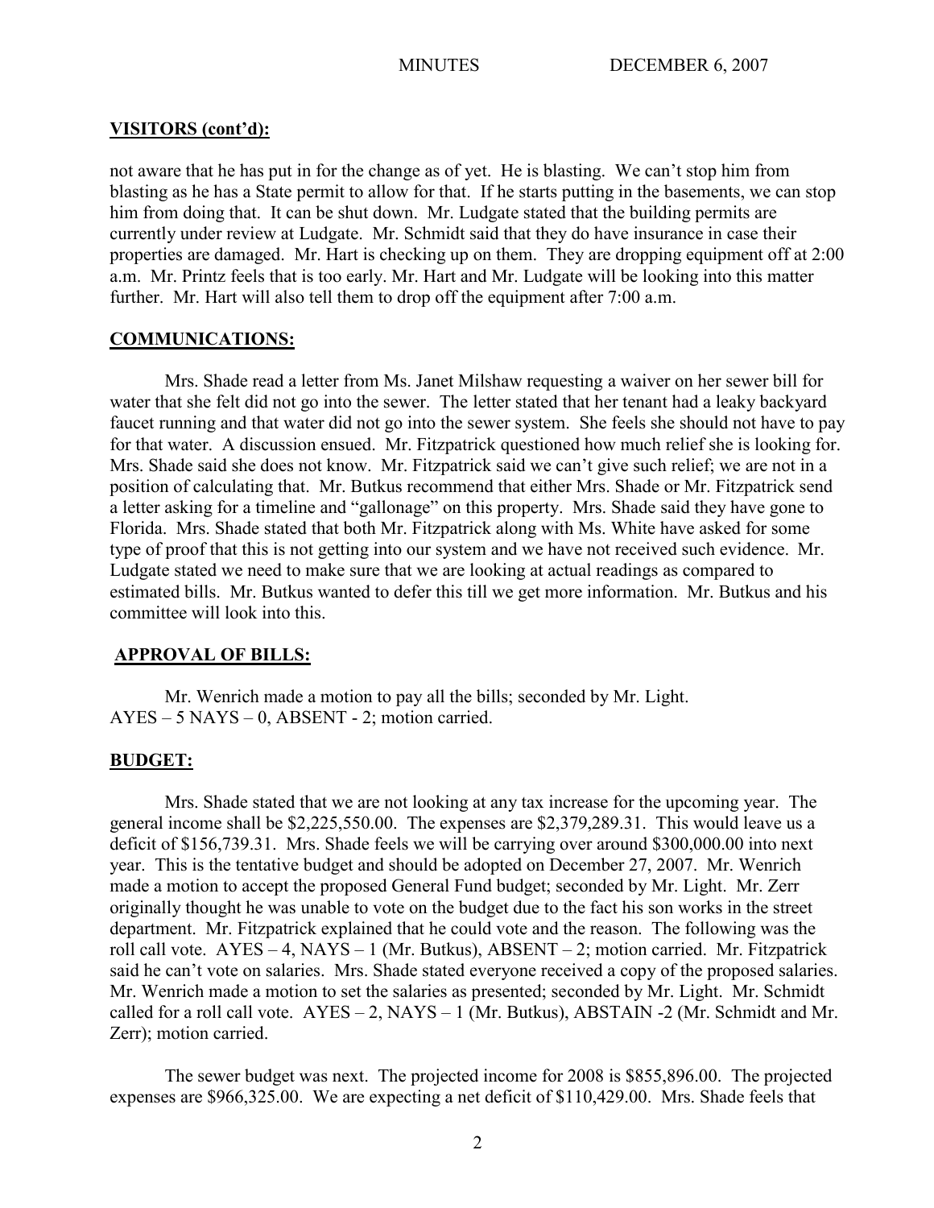## VISITORS (cont'd):

not aware that he has put in for the change as of yet. He is blasting. We can't stop him from blasting as he has a State permit to allow for that. If he starts putting in the basements, we can stop him from doing that. It can be shut down. Mr. Ludgate stated that the building permits are currently under review at Ludgate. Mr. Schmidt said that they do have insurance in case their properties are damaged. Mr. Hart is checking up on them. They are dropping equipment off at 2:00 a.m. Mr. Printz feels that is too early. Mr. Hart and Mr. Ludgate will be looking into this matter further. Mr. Hart will also tell them to drop off the equipment after 7:00 a.m.

## COMMUNICATIONS:

Mrs. Shade read a letter from Ms. Janet Milshaw requesting a waiver on her sewer bill for water that she felt did not go into the sewer. The letter stated that her tenant had a leaky backyard faucet running and that water did not go into the sewer system. She feels she should not have to pay for that water. A discussion ensued. Mr. Fitzpatrick questioned how much relief she is looking for. Mrs. Shade said she does not know. Mr. Fitzpatrick said we can't give such relief; we are not in a position of calculating that. Mr. Butkus recommend that either Mrs. Shade or Mr. Fitzpatrick send a letter asking for a timeline and "gallonage" on this property. Mrs. Shade said they have gone to Florida. Mrs. Shade stated that both Mr. Fitzpatrick along with Ms. White have asked for some type of proof that this is not getting into our system and we have not received such evidence. Mr. Ludgate stated we need to make sure that we are looking at actual readings as compared to estimated bills. Mr. Butkus wanted to defer this till we get more information. Mr. Butkus and his committee will look into this.

## APPROVAL OF BILLS:

Mr. Wenrich made a motion to pay all the bills; seconded by Mr. Light.
AYES – 5 NAYS – 0, ABSENT - 2; motion carried.

## BUDGET:

Mrs. Shade stated that we are not looking at any tax increase for the upcoming year. The general income shall be $2,225,550.00. The expenses are $2,379,289.31. This would leave us a deficit of $156,739.31. Mrs. Shade feels we will be carrying over around $300,000.00 into next year. This is the tentative budget and should be adopted on December 27, 2007. Mr. Wenrich made a motion to accept the proposed General Fund budget; seconded by Mr. Light. Mr. Zerr originally thought he was unable to vote on the budget due to the fact his son works in the street department. Mr. Fitzpatrick explained that he could vote and the reason. The following was the roll call vote. AYES – 4, NAYS – 1 (Mr. Butkus), ABSENT – 2; motion carried. Mr. Fitzpatrick said he can't vote on salaries. Mrs. Shade stated everyone received a copy of the proposed salaries. Mr. Wenrich made a motion to set the salaries as presented; seconded by Mr. Light. Mr. Schmidt called for a roll call vote. AYES – 2, NAYS – 1 (Mr. Butkus), ABSTAIN -2 (Mr. Schmidt and Mr. Zerr); motion carried.

The sewer budget was next. The projected income for 2008 is $855,896.00. The projected expenses are $966,325.00. We are expecting a net deficit of $110,429.00. Mrs. Shade feels that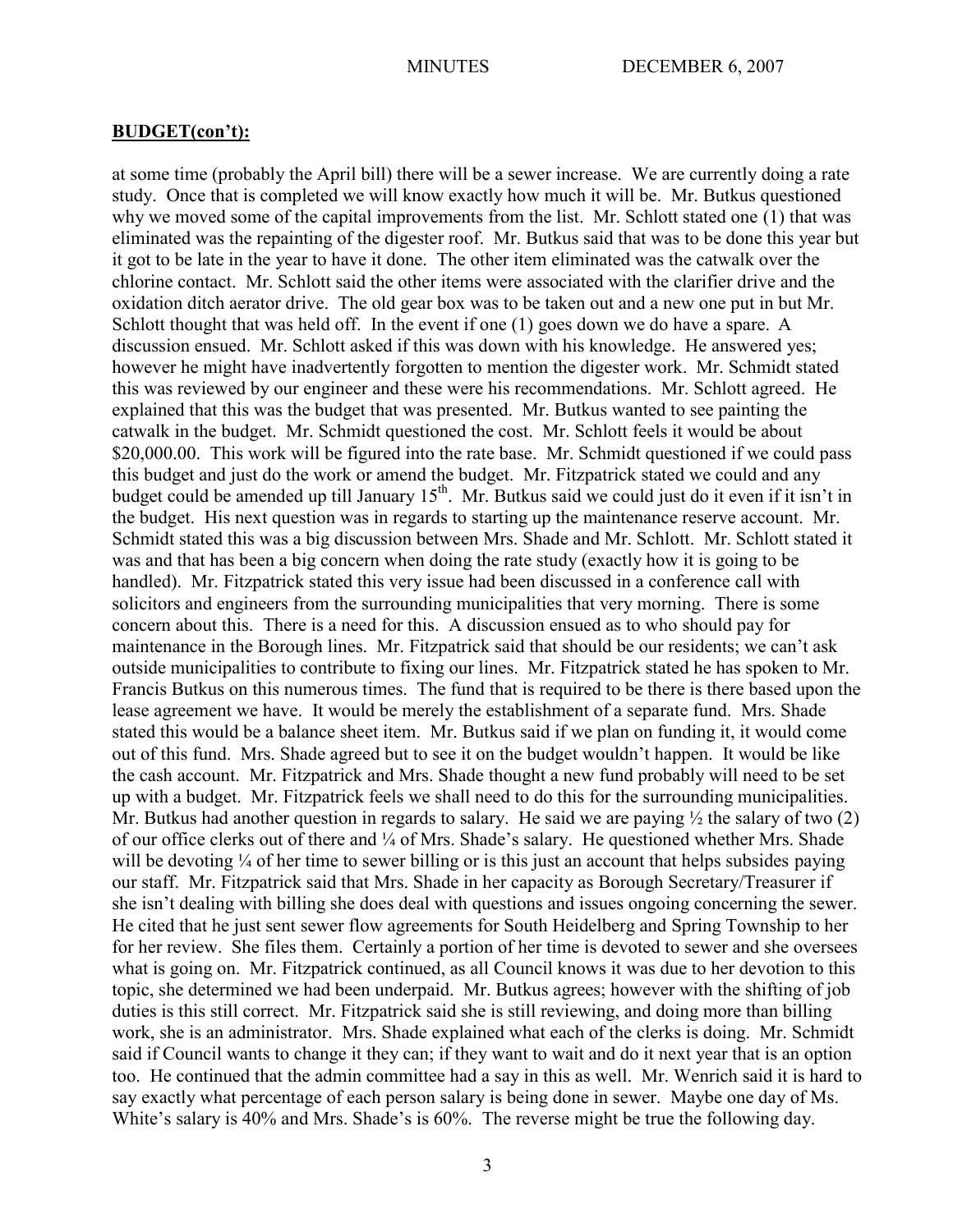## BUDGET(con't):

at some time (probably the April bill) there will be a sewer increase. We are currently doing a rate study. Once that is completed we will know exactly how much it will be. Mr. Butkus questioned why we moved some of the capital improvements from the list. Mr. Schlott stated one (1) that was eliminated was the repainting of the digester roof. Mr. Butkus said that was to be done this year but it got to be late in the year to have it done. The other item eliminated was the catwalk over the chlorine contact. Mr. Schlott said the other items were associated with the clarifier drive and the oxidation ditch aerator drive. The old gear box was to be taken out and a new one put in but Mr. Schlott thought that was held off. In the event if one (1) goes down we do have a spare. A discussion ensued. Mr. Schlott asked if this was down with his knowledge. He answered yes; however he might have inadvertently forgotten to mention the digester work. Mr. Schmidt stated this was reviewed by our engineer and these were his recommendations. Mr. Schlott agreed. He explained that this was the budget that was presented. Mr. Butkus wanted to see painting the catwalk in the budget. Mr. Schmidt questioned the cost. Mr. Schlott feels it would be about $20,000.00. This work will be figured into the rate base. Mr. Schmidt questioned if we could pass this budget and just do the work or amend the budget. Mr. Fitzpatrick stated we could and any budget could be amended up till January 15th. Mr. Butkus said we could just do it even if it isn't in the budget. His next question was in regards to starting up the maintenance reserve account. Mr. Schmidt stated this was a big discussion between Mrs. Shade and Mr. Schlott. Mr. Schlott stated it was and that has been a big concern when doing the rate study (exactly how it is going to be handled). Mr. Fitzpatrick stated this very issue had been discussed in a conference call with solicitors and engineers from the surrounding municipalities that very morning. There is some concern about this. There is a need for this. A discussion ensued as to who should pay for maintenance in the Borough lines. Mr. Fitzpatrick said that should be our residents; we can't ask outside municipalities to contribute to fixing our lines. Mr. Fitzpatrick stated he has spoken to Mr. Francis Butkus on this numerous times. The fund that is required to be there is there based upon the lease agreement we have. It would be merely the establishment of a separate fund. Mrs. Shade stated this would be a balance sheet item. Mr. Butkus said if we plan on funding it, it would come out of this fund. Mrs. Shade agreed but to see it on the budget wouldn't happen. It would be like the cash account. Mr. Fitzpatrick and Mrs. Shade thought a new fund probably will need to be set up with a budget. Mr. Fitzpatrick feels we shall need to do this for the surrounding municipalities. Mr. Butkus had another question in regards to salary. He said we are paying ½ the salary of two (2) of our office clerks out of there and ¼ of Mrs. Shade's salary. He questioned whether Mrs. Shade will be devoting ¼ of her time to sewer billing or is this just an account that helps subsides paying our staff. Mr. Fitzpatrick said that Mrs. Shade in her capacity as Borough Secretary/Treasurer if she isn't dealing with billing she does deal with questions and issues ongoing concerning the sewer. He cited that he just sent sewer flow agreements for South Heidelberg and Spring Township to her for her review. She files them. Certainly a portion of her time is devoted to sewer and she oversees what is going on. Mr. Fitzpatrick continued, as all Council knows it was due to her devotion to this topic, she determined we had been underpaid. Mr. Butkus agrees; however with the shifting of job duties is this still correct. Mr. Fitzpatrick said she is still reviewing, and doing more than billing work, she is an administrator. Mrs. Shade explained what each of the clerks is doing. Mr. Schmidt said if Council wants to change it they can; if they want to wait and do it next year that is an option too. He continued that the admin committee had a say in this as well. Mr. Wenrich said it is hard to say exactly what percentage of each person salary is being done in sewer. Maybe one day of Ms. White's salary is 40% and Mrs. Shade's is 60%. The reverse might be true the following day.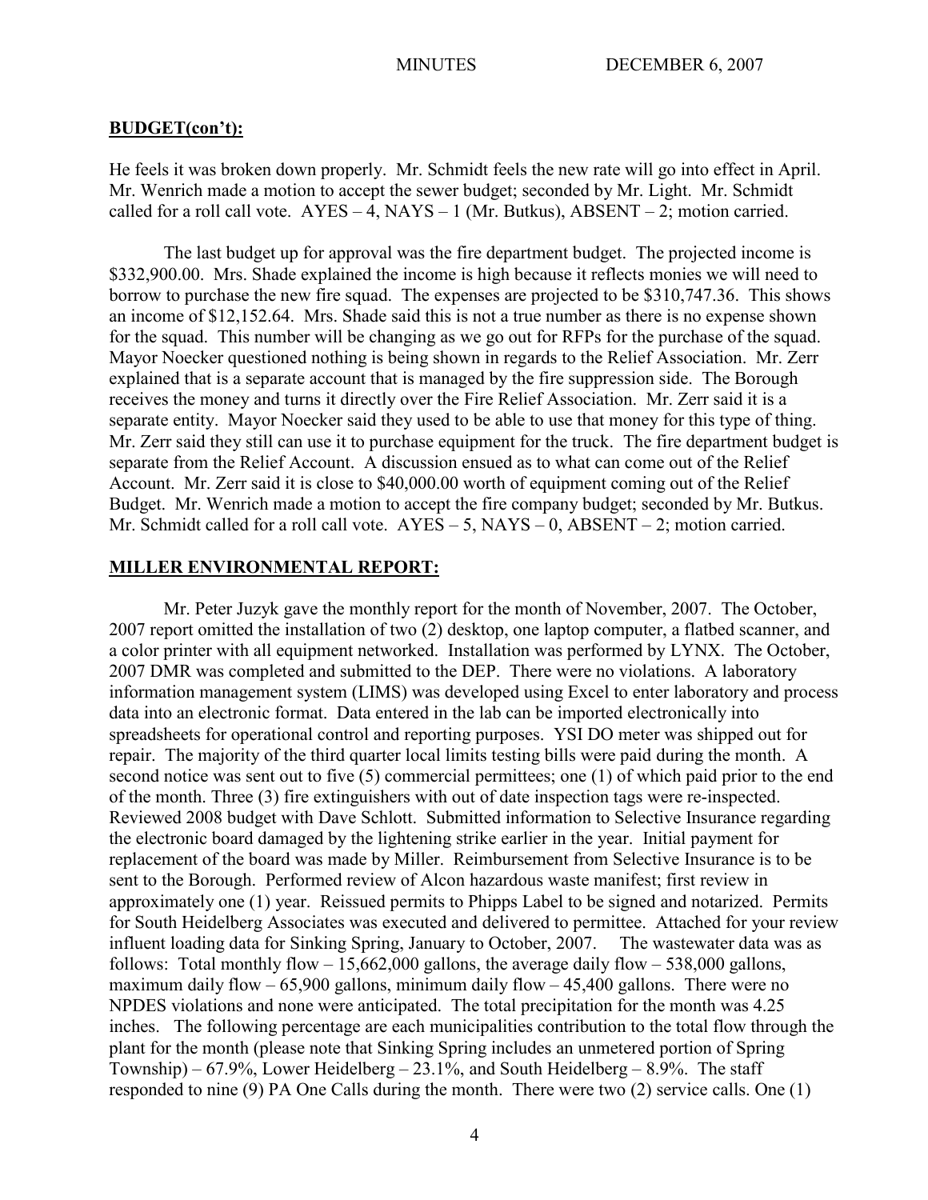**BUDGET(con't):**

He feels it was broken down properly. Mr. Schmidt feels the new rate will go into effect in April. Mr. Wenrich made a motion to accept the sewer budget; seconded by Mr. Light. Mr. Schmidt called for a roll call vote. AYES – 4, NAYS – 1 (Mr. Butkus), ABSENT – 2; motion carried.

The last budget up for approval was the fire department budget. The projected income is $332,900.00. Mrs. Shade explained the income is high because it reflects monies we will need to borrow to purchase the new fire squad. The expenses are projected to be $310,747.36. This shows an income of $12,152.64. Mrs. Shade said this is not a true number as there is no expense shown for the squad. This number will be changing as we go out for RFPs for the purchase of the squad. Mayor Noecker questioned nothing is being shown in regards to the Relief Association. Mr. Zerr explained that is a separate account that is managed by the fire suppression side. The Borough receives the money and turns it directly over the Fire Relief Association. Mr. Zerr said it is a separate entity. Mayor Noecker said they used to be able to use that money for this type of thing. Mr. Zerr said they still can use it to purchase equipment for the truck. The fire department budget is separate from the Relief Account. A discussion ensued as to what can come out of the Relief Account. Mr. Zerr said it is close to $40,000.00 worth of equipment coming out of the Relief Budget. Mr. Wenrich made a motion to accept the fire company budget; seconded by Mr. Butkus. Mr. Schmidt called for a roll call vote. AYES – 5, NAYS – 0, ABSENT – 2; motion carried.

**MILLER ENVIRONMENTAL REPORT:**

Mr. Peter Juzyk gave the monthly report for the month of November, 2007. The October, 2007 report omitted the installation of two (2) desktop, one laptop computer, a flatbed scanner, and a color printer with all equipment networked. Installation was performed by LYNX. The October, 2007 DMR was completed and submitted to the DEP. There were no violations. A laboratory information management system (LIMS) was developed using Excel to enter laboratory and process data into an electronic format. Data entered in the lab can be imported electronically into spreadsheets for operational control and reporting purposes. YSI DO meter was shipped out for repair. The majority of the third quarter local limits testing bills were paid during the month. A second notice was sent out to five (5) commercial permittees; one (1) of which paid prior to the end of the month. Three (3) fire extinguishers with out of date inspection tags were re-inspected. Reviewed 2008 budget with Dave Schlott. Submitted information to Selective Insurance regarding the electronic board damaged by the lightening strike earlier in the year. Initial payment for replacement of the board was made by Miller. Reimbursement from Selective Insurance is to be sent to the Borough. Performed review of Alcon hazardous waste manifest; first review in approximately one (1) year. Reissued permits to Phipps Label to be signed and notarized. Permits for South Heidelberg Associates was executed and delivered to permittee. Attached for your review influent loading data for Sinking Spring, January to October, 2007. The wastewater data was as follows: Total monthly flow – 15,662,000 gallons, the average daily flow – 538,000 gallons, maximum daily flow – 65,900 gallons, minimum daily flow – 45,400 gallons. There were no NPDES violations and none were anticipated. The total precipitation for the month was 4.25 inches. The following percentage are each municipalities contribution to the total flow through the plant for the month (please note that Sinking Spring includes an unmetered portion of Spring Township) – 67.9%, Lower Heidelberg – 23.1%, and South Heidelberg – 8.9%. The staff responded to nine (9) PA One Calls during the month. There were two (2) service calls. One (1)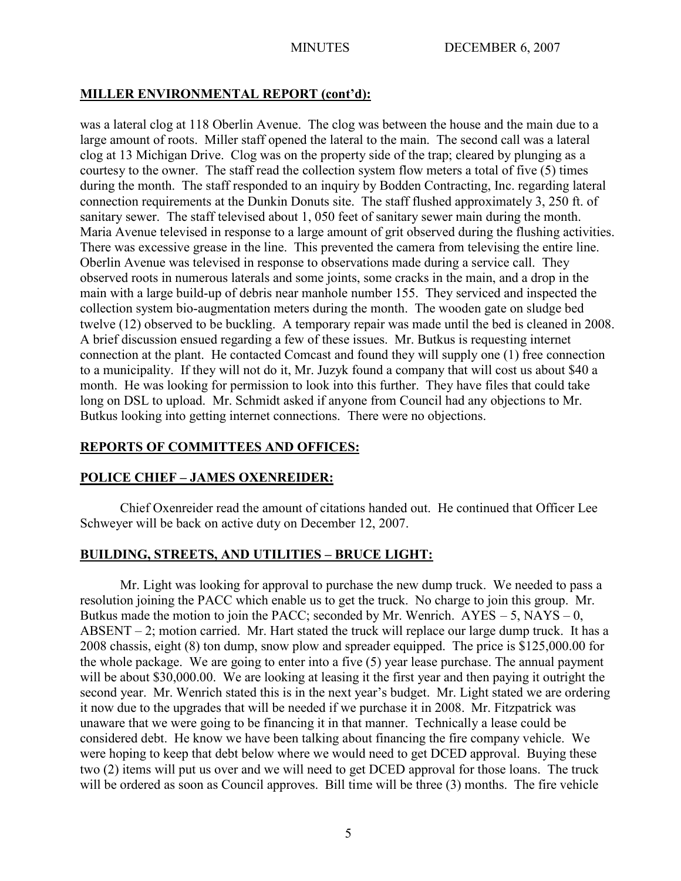## MILLER ENVIRONMENTAL REPORT (cont'd):

was a lateral clog at 118 Oberlin Avenue. The clog was between the house and the main due to a large amount of roots. Miller staff opened the lateral to the main. The second call was a lateral clog at 13 Michigan Drive. Clog was on the property side of the trap; cleared by plunging as a courtesy to the owner. The staff read the collection system flow meters a total of five (5) times during the month. The staff responded to an inquiry by Bodden Contracting, Inc. regarding lateral connection requirements at the Dunkin Donuts site. The staff flushed approximately 3, 250 ft. of sanitary sewer. The staff televised about 1, 050 feet of sanitary sewer main during the month. Maria Avenue televised in response to a large amount of grit observed during the flushing activities. There was excessive grease in the line. This prevented the camera from televising the entire line. Oberlin Avenue was televised in response to observations made during a service call. They observed roots in numerous laterals and some joints, some cracks in the main, and a drop in the main with a large build-up of debris near manhole number 155. They serviced and inspected the collection system bio-augmentation meters during the month. The wooden gate on sludge bed twelve (12) observed to be buckling. A temporary repair was made until the bed is cleaned in 2008. A brief discussion ensued regarding a few of these issues. Mr. Butkus is requesting internet connection at the plant. He contacted Comcast and found they will supply one (1) free connection to a municipality. If they will not do it, Mr. Juzyk found a company that will cost us about $40 a month. He was looking for permission to look into this further. They have files that could take long on DSL to upload. Mr. Schmidt asked if anyone from Council had any objections to Mr. Butkus looking into getting internet connections. There were no objections.

## REPORTS OF COMMITTEES AND OFFICES:

## POLICE CHIEF – JAMES OXENREIDER:

Chief Oxenreider read the amount of citations handed out. He continued that Officer Lee Schweyer will be back on active duty on December 12, 2007.

## BUILDING, STREETS, AND UTILITIES – BRUCE LIGHT:

Mr. Light was looking for approval to purchase the new dump truck. We needed to pass a resolution joining the PACC which enable us to get the truck. No charge to join this group. Mr. Butkus made the motion to join the PACC; seconded by Mr. Wenrich. AYES – 5, NAYS – 0, ABSENT – 2; motion carried. Mr. Hart stated the truck will replace our large dump truck. It has a 2008 chassis, eight (8) ton dump, snow plow and spreader equipped. The price is $125,000.00 for the whole package. We are going to enter into a five (5) year lease purchase. The annual payment will be about $30,000.00. We are looking at leasing it the first year and then paying it outright the second year. Mr. Wenrich stated this is in the next year's budget. Mr. Light stated we are ordering it now due to the upgrades that will be needed if we purchase it in 2008. Mr. Fitzpatrick was unaware that we were going to be financing it in that manner. Technically a lease could be considered debt. He know we have been talking about financing the fire company vehicle. We were hoping to keep that debt below where we would need to get DCED approval. Buying these two (2) items will put us over and we will need to get DCED approval for those loans. The truck will be ordered as soon as Council approves. Bill time will be three (3) months. The fire vehicle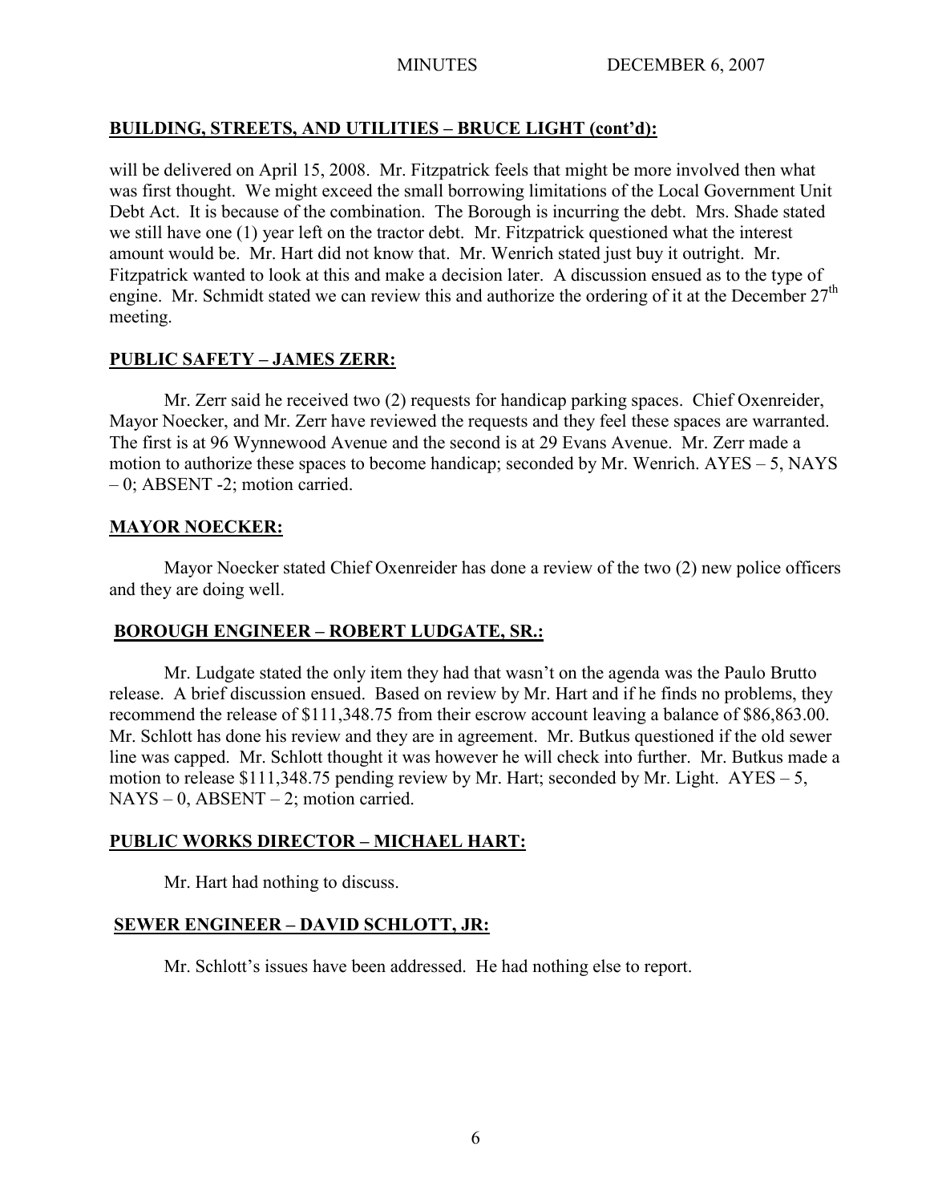## BUILDING, STREETS, AND UTILITIES – BRUCE LIGHT (cont'd):

will be delivered on April 15, 2008. Mr. Fitzpatrick feels that might be more involved then what was first thought. We might exceed the small borrowing limitations of the Local Government Unit Debt Act. It is because of the combination. The Borough is incurring the debt. Mrs. Shade stated we still have one (1) year left on the tractor debt. Mr. Fitzpatrick questioned what the interest amount would be. Mr. Hart did not know that. Mr. Wenrich stated just buy it outright. Mr. Fitzpatrick wanted to look at this and make a decision later. A discussion ensued as to the type of engine. Mr. Schmidt stated we can review this and authorize the ordering of it at the December 27th meeting.

## PUBLIC SAFETY – JAMES ZERR:

Mr. Zerr said he received two (2) requests for handicap parking spaces. Chief Oxenreider, Mayor Noecker, and Mr. Zerr have reviewed the requests and they feel these spaces are warranted. The first is at 96 Wynnewood Avenue and the second is at 29 Evans Avenue. Mr. Zerr made a motion to authorize these spaces to become handicap; seconded by Mr. Wenrich. AYES – 5, NAYS – 0; ABSENT -2; motion carried.

## MAYOR NOECKER:

Mayor Noecker stated Chief Oxenreider has done a review of the two (2) new police officers and they are doing well.

## BOROUGH ENGINEER – ROBERT LUDGATE, SR.:

Mr. Ludgate stated the only item they had that wasn't on the agenda was the Paulo Brutto release. A brief discussion ensued. Based on review by Mr. Hart and if he finds no problems, they recommend the release of $111,348.75 from their escrow account leaving a balance of $86,863.00. Mr. Schlott has done his review and they are in agreement. Mr. Butkus questioned if the old sewer line was capped. Mr. Schlott thought it was however he will check into further. Mr. Butkus made a motion to release $111,348.75 pending review by Mr. Hart; seconded by Mr. Light. AYES – 5, NAYS – 0, ABSENT – 2; motion carried.

## PUBLIC WORKS DIRECTOR – MICHAEL HART:

Mr. Hart had nothing to discuss.

## SEWER ENGINEER – DAVID SCHLOTT, JR:

Mr. Schlott's issues have been addressed. He had nothing else to report.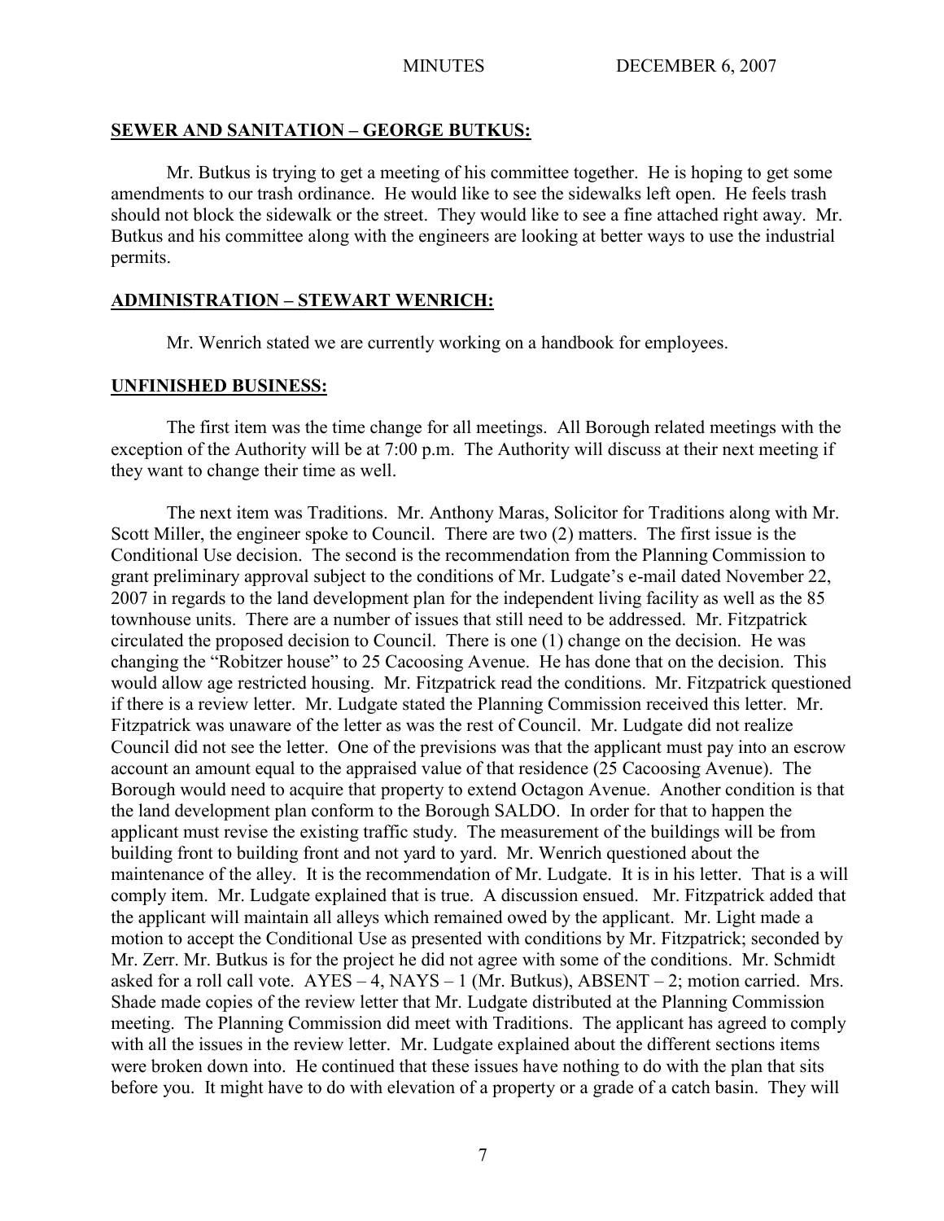## SEWER AND SANITATION – GEORGE BUTKUS:

Mr. Butkus is trying to get a meeting of his committee together. He is hoping to get some amendments to our trash ordinance. He would like to see the sidewalks left open. He feels trash should not block the sidewalk or the street. They would like to see a fine attached right away. Mr. Butkus and his committee along with the engineers are looking at better ways to use the industrial permits.

## ADMINISTRATION – STEWART WENRICH:

Mr. Wenrich stated we are currently working on a handbook for employees.

## UNFINISHED BUSINESS:

The first item was the time change for all meetings. All Borough related meetings with the exception of the Authority will be at 7:00 p.m. The Authority will discuss at their next meeting if they want to change their time as well.

The next item was Traditions. Mr. Anthony Maras, Solicitor for Traditions along with Mr. Scott Miller, the engineer spoke to Council. There are two (2) matters. The first issue is the Conditional Use decision. The second is the recommendation from the Planning Commission to grant preliminary approval subject to the conditions of Mr. Ludgate's e-mail dated November 22, 2007 in regards to the land development plan for the independent living facility as well as the 85 townhouse units. There are a number of issues that still need to be addressed. Mr. Fitzpatrick circulated the proposed decision to Council. There is one (1) change on the decision. He was changing the "Robitzer house" to 25 Cacoosing Avenue. He has done that on the decision. This would allow age restricted housing. Mr. Fitzpatrick read the conditions. Mr. Fitzpatrick questioned if there is a review letter. Mr. Ludgate stated the Planning Commission received this letter. Mr. Fitzpatrick was unaware of the letter as was the rest of Council. Mr. Ludgate did not realize Council did not see the letter. One of the previsions was that the applicant must pay into an escrow account an amount equal to the appraised value of that residence (25 Cacoosing Avenue). The Borough would need to acquire that property to extend Octagon Avenue. Another condition is that the land development plan conform to the Borough SALDO. In order for that to happen the applicant must revise the existing traffic study. The measurement of the buildings will be from building front to building front and not yard to yard. Mr. Wenrich questioned about the maintenance of the alley. It is the recommendation of Mr. Ludgate. It is in his letter. That is a will comply item. Mr. Ludgate explained that is true. A discussion ensued. Mr. Fitzpatrick added that the applicant will maintain all alleys which remained owed by the applicant. Mr. Light made a motion to accept the Conditional Use as presented with conditions by Mr. Fitzpatrick; seconded by Mr. Zerr. Mr. Butkus is for the project he did not agree with some of the conditions. Mr. Schmidt asked for a roll call vote. AYES – 4, NAYS – 1 (Mr. Butkus), ABSENT – 2; motion carried. Mrs. Shade made copies of the review letter that Mr. Ludgate distributed at the Planning Commission meeting. The Planning Commission did meet with Traditions. The applicant has agreed to comply with all the issues in the review letter. Mr. Ludgate explained about the different sections items were broken down into. He continued that these issues have nothing to do with the plan that sits before you. It might have to do with elevation of a property or a grade of a catch basin. They will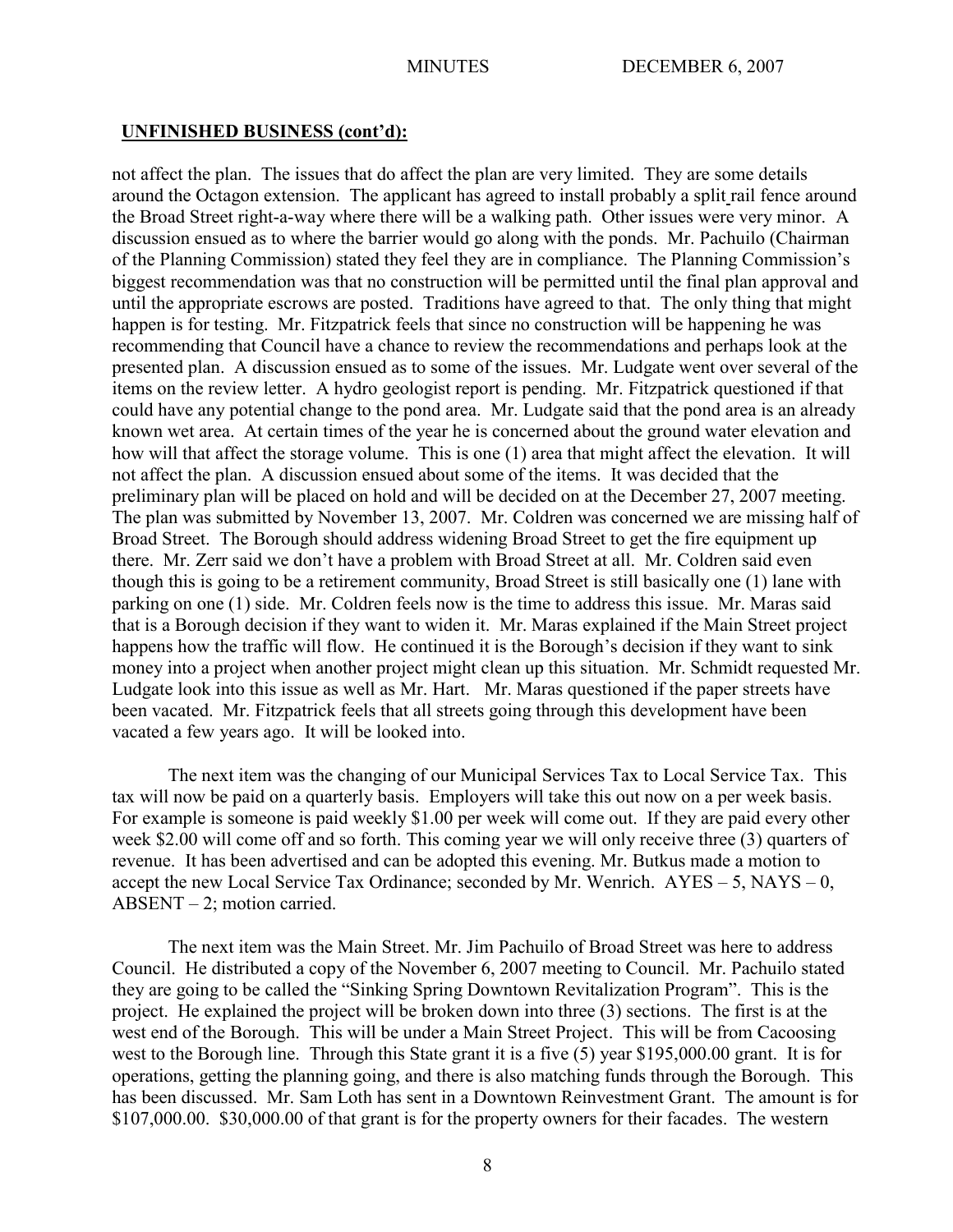**UNFINISHED BUSINESS (cont'd):**

not affect the plan. The issues that do affect the plan are very limited. They are some details around the Octagon extension. The applicant has agreed to install probably a split rail fence around the Broad Street right-a-way where there will be a walking path. Other issues were very minor. A discussion ensued as to where the barrier would go along with the ponds. Mr. Pachuilo (Chairman of the Planning Commission) stated they feel they are in compliance. The Planning Commission's biggest recommendation was that no construction will be permitted until the final plan approval and until the appropriate escrows are posted. Traditions have agreed to that. The only thing that might happen is for testing. Mr. Fitzpatrick feels that since no construction will be happening he was recommending that Council have a chance to review the recommendations and perhaps look at the presented plan. A discussion ensued as to some of the issues. Mr. Ludgate went over several of the items on the review letter. A hydro geologist report is pending. Mr. Fitzpatrick questioned if that could have any potential change to the pond area. Mr. Ludgate said that the pond area is an already known wet area. At certain times of the year he is concerned about the ground water elevation and how will that affect the storage volume. This is one (1) area that might affect the elevation. It will not affect the plan. A discussion ensued about some of the items. It was decided that the preliminary plan will be placed on hold and will be decided on at the December 27, 2007 meeting. The plan was submitted by November 13, 2007. Mr. Coldren was concerned we are missing half of Broad Street. The Borough should address widening Broad Street to get the fire equipment up there. Mr. Zerr said we don't have a problem with Broad Street at all. Mr. Coldren said even though this is going to be a retirement community, Broad Street is still basically one (1) lane with parking on one (1) side. Mr. Coldren feels now is the time to address this issue. Mr. Maras said that is a Borough decision if they want to widen it. Mr. Maras explained if the Main Street project happens how the traffic will flow. He continued it is the Borough's decision if they want to sink money into a project when another project might clean up this situation. Mr. Schmidt requested Mr. Ludgate look into this issue as well as Mr. Hart. Mr. Maras questioned if the paper streets have been vacated. Mr. Fitzpatrick feels that all streets going through this development have been vacated a few years ago. It will be looked into.

The next item was the changing of our Municipal Services Tax to Local Service Tax. This tax will now be paid on a quarterly basis. Employers will take this out now on a per week basis. For example is someone is paid weekly $1.00 per week will come out. If they are paid every other week $2.00 will come off and so forth. This coming year we will only receive three (3) quarters of revenue. It has been advertised and can be adopted this evening. Mr. Butkus made a motion to accept the new Local Service Tax Ordinance; seconded by Mr. Wenrich. AYES – 5, NAYS – 0, ABSENT – 2; motion carried.

The next item was the Main Street. Mr. Jim Pachuilo of Broad Street was here to address Council. He distributed a copy of the November 6, 2007 meeting to Council. Mr. Pachuilo stated they are going to be called the "Sinking Spring Downtown Revitalization Program". This is the project. He explained the project will be broken down into three (3) sections. The first is at the west end of the Borough. This will be under a Main Street Project. This will be from Cacoosing west to the Borough line. Through this State grant it is a five (5) year $195,000.00 grant. It is for operations, getting the planning going, and there is also matching funds through the Borough. This has been discussed. Mr. Sam Loth has sent in a Downtown Reinvestment Grant. The amount is for $107,000.00. $30,000.00 of that grant is for the property owners for their facades. The western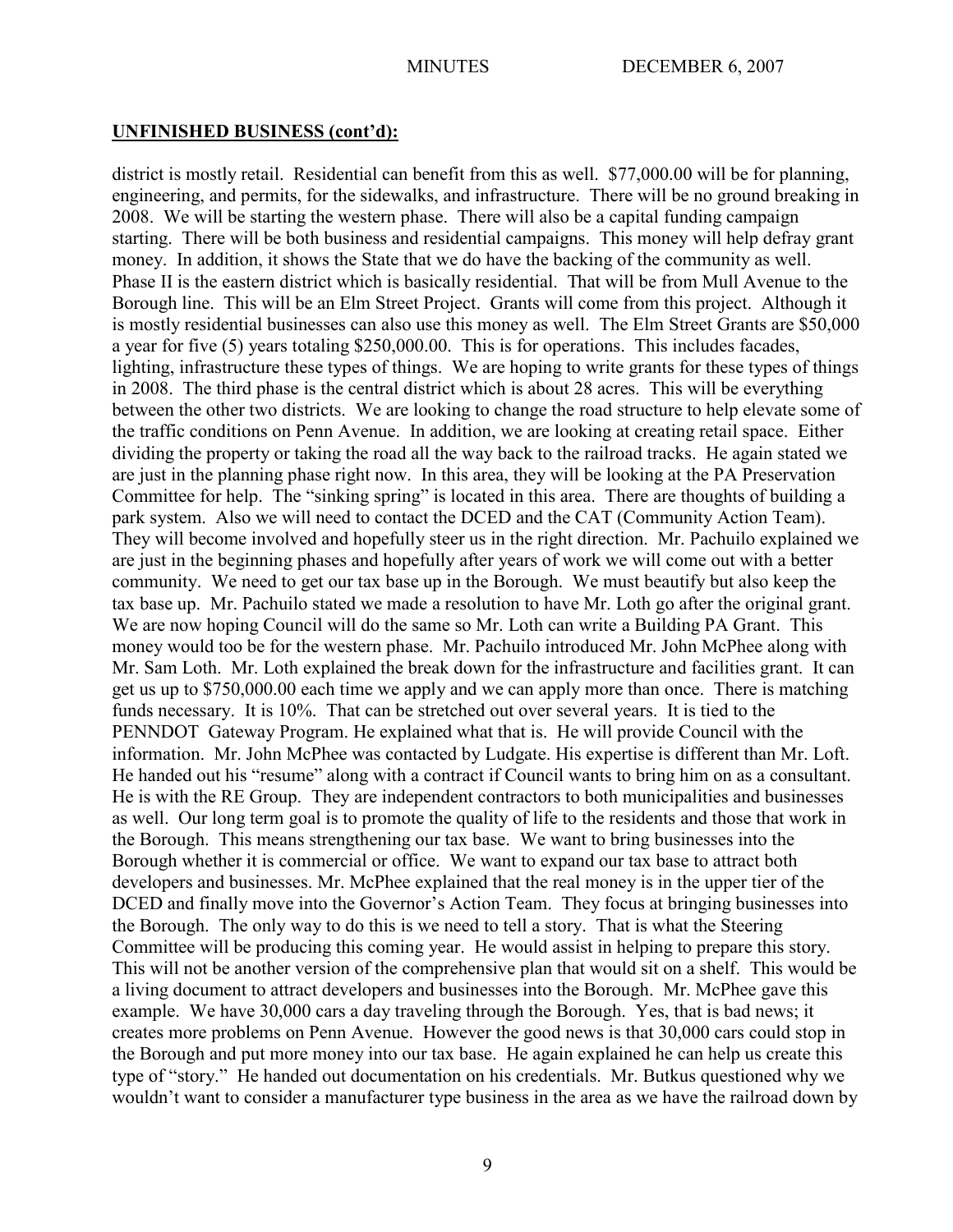## UNFINISHED BUSINESS (cont'd):

district is mostly retail. Residential can benefit from this as well. $77,000.00 will be for planning, engineering, and permits, for the sidewalks, and infrastructure. There will be no ground breaking in 2008. We will be starting the western phase. There will also be a capital funding campaign starting. There will be both business and residential campaigns. This money will help defray grant money. In addition, it shows the State that we do have the backing of the community as well. Phase II is the eastern district which is basically residential. That will be from Mull Avenue to the Borough line. This will be an Elm Street Project. Grants will come from this project. Although it is mostly residential businesses can also use this money as well. The Elm Street Grants are $50,000 a year for five (5) years totaling $250,000.00. This is for operations. This includes facades, lighting, infrastructure these types of things. We are hoping to write grants for these types of things in 2008. The third phase is the central district which is about 28 acres. This will be everything between the other two districts. We are looking to change the road structure to help elevate some of the traffic conditions on Penn Avenue. In addition, we are looking at creating retail space. Either dividing the property or taking the road all the way back to the railroad tracks. He again stated we are just in the planning phase right now. In this area, they will be looking at the PA Preservation Committee for help. The "sinking spring" is located in this area. There are thoughts of building a park system. Also we will need to contact the DCED and the CAT (Community Action Team). They will become involved and hopefully steer us in the right direction. Mr. Pachuilo explained we are just in the beginning phases and hopefully after years of work we will come out with a better community. We need to get our tax base up in the Borough. We must beautify but also keep the tax base up. Mr. Pachuilo stated we made a resolution to have Mr. Loth go after the original grant. We are now hoping Council will do the same so Mr. Loth can write a Building PA Grant. This money would too be for the western phase. Mr. Pachuilo introduced Mr. John McPhee along with Mr. Sam Loth. Mr. Loth explained the break down for the infrastructure and facilities grant. It can get us up to $750,000.00 each time we apply and we can apply more than once. There is matching funds necessary. It is 10%. That can be stretched out over several years. It is tied to the PENNDOT Gateway Program. He explained what that is. He will provide Council with the information. Mr. John McPhee was contacted by Ludgate. His expertise is different than Mr. Loft. He handed out his "resume" along with a contract if Council wants to bring him on as a consultant. He is with the RE Group. They are independent contractors to both municipalities and businesses as well. Our long term goal is to promote the quality of life to the residents and those that work in the Borough. This means strengthening our tax base. We want to bring businesses into the Borough whether it is commercial or office. We want to expand our tax base to attract both developers and businesses. Mr. McPhee explained that the real money is in the upper tier of the DCED and finally move into the Governor's Action Team. They focus at bringing businesses into the Borough. The only way to do this is we need to tell a story. That is what the Steering Committee will be producing this coming year. He would assist in helping to prepare this story. This will not be another version of the comprehensive plan that would sit on a shelf. This would be a living document to attract developers and businesses into the Borough. Mr. McPhee gave this example. We have 30,000 cars a day traveling through the Borough. Yes, that is bad news; it creates more problems on Penn Avenue. However the good news is that 30,000 cars could stop in the Borough and put more money into our tax base. He again explained he can help us create this type of "story." He handed out documentation on his credentials. Mr. Butkus questioned why we wouldn't want to consider a manufacturer type business in the area as we have the railroad down by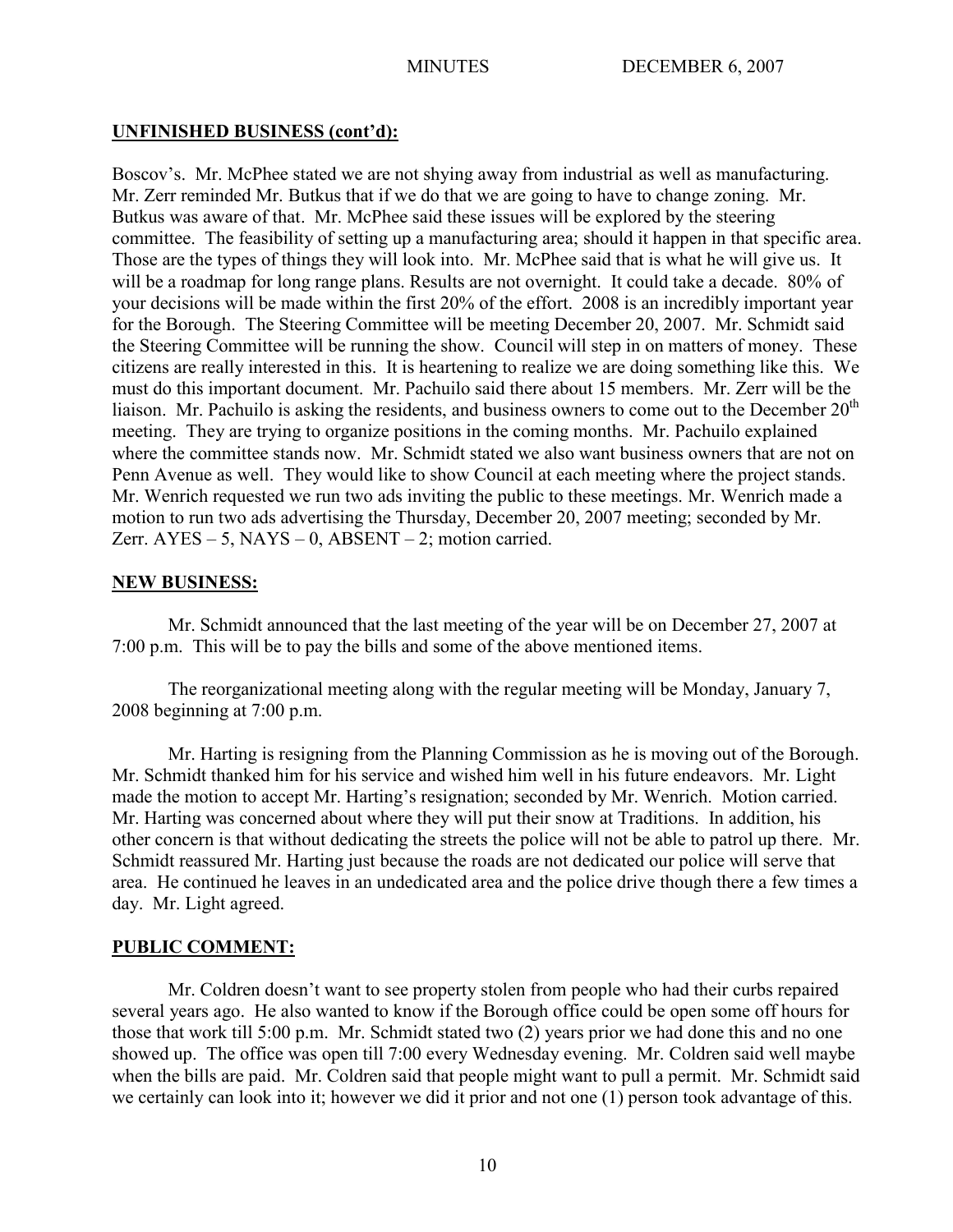**UNFINISHED BUSINESS (cont'd):**

Boscov's. Mr. McPhee stated we are not shying away from industrial as well as manufacturing. Mr. Zerr reminded Mr. Butkus that if we do that we are going to have to change zoning. Mr. Butkus was aware of that. Mr. McPhee said these issues will be explored by the steering committee. The feasibility of setting up a manufacturing area; should it happen in that specific area. Those are the types of things they will look into. Mr. McPhee said that is what he will give us. It will be a roadmap for long range plans. Results are not overnight. It could take a decade. 80% of your decisions will be made within the first 20% of the effort. 2008 is an incredibly important year for the Borough. The Steering Committee will be meeting December 20, 2007. Mr. Schmidt said the Steering Committee will be running the show. Council will step in on matters of money. These citizens are really interested in this. It is heartening to realize we are doing something like this. We must do this important document. Mr. Pachuilo said there about 15 members. Mr. Zerr will be the liaison. Mr. Pachuilo is asking the residents, and business owners to come out to the December 20th meeting. They are trying to organize positions in the coming months. Mr. Pachuilo explained where the committee stands now. Mr. Schmidt stated we also want business owners that are not on Penn Avenue as well. They would like to show Council at each meeting where the project stands. Mr. Wenrich requested we run two ads inviting the public to these meetings. Mr. Wenrich made a motion to run two ads advertising the Thursday, December 20, 2007 meeting; seconded by Mr. Zerr. AYES – 5, NAYS – 0, ABSENT – 2; motion carried.

**NEW BUSINESS:**

Mr. Schmidt announced that the last meeting of the year will be on December 27, 2007 at 7:00 p.m. This will be to pay the bills and some of the above mentioned items.

The reorganizational meeting along with the regular meeting will be Monday, January 7, 2008 beginning at 7:00 p.m.

Mr. Harting is resigning from the Planning Commission as he is moving out of the Borough. Mr. Schmidt thanked him for his service and wished him well in his future endeavors. Mr. Light made the motion to accept Mr. Harting's resignation; seconded by Mr. Wenrich. Motion carried. Mr. Harting was concerned about where they will put their snow at Traditions. In addition, his other concern is that without dedicating the streets the police will not be able to patrol up there. Mr. Schmidt reassured Mr. Harting just because the roads are not dedicated our police will serve that area. He continued he leaves in an undedicated area and the police drive though there a few times a day. Mr. Light agreed.

**PUBLIC COMMENT:**

Mr. Coldren doesn't want to see property stolen from people who had their curbs repaired several years ago. He also wanted to know if the Borough office could be open some off hours for those that work till 5:00 p.m. Mr. Schmidt stated two (2) years prior we had done this and no one showed up. The office was open till 7:00 every Wednesday evening. Mr. Coldren said well maybe when the bills are paid. Mr. Coldren said that people might want to pull a permit. Mr. Schmidt said we certainly can look into it; however we did it prior and not one (1) person took advantage of this.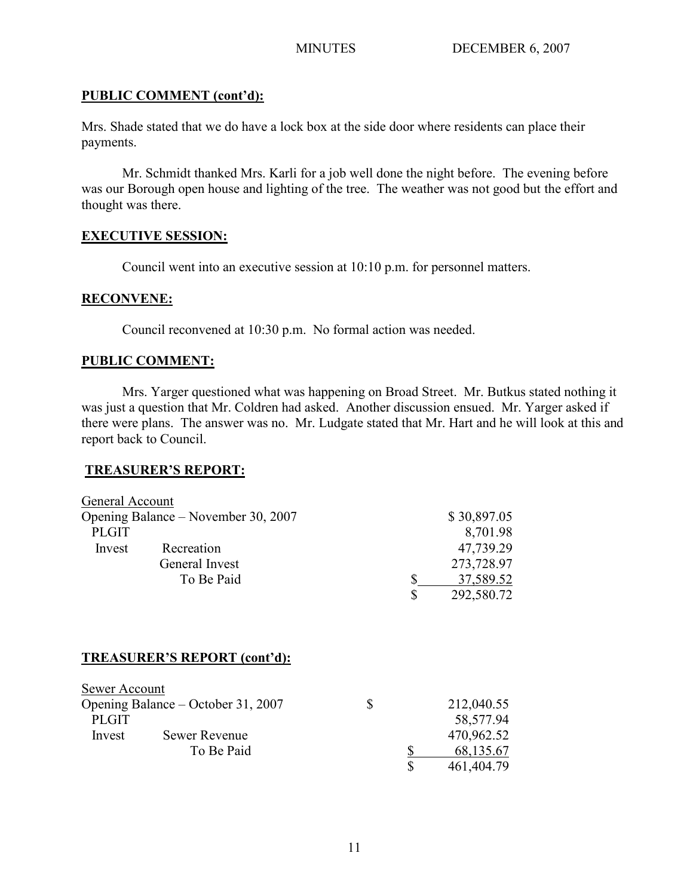**PUBLIC COMMENT (cont'd):**

Mrs. Shade stated that we do have a lock box at the side door where residents can place their payments.

Mr. Schmidt thanked Mrs. Karli for a job well done the night before. The evening before was our Borough open house and lighting of the tree. The weather was not good but the effort and thought was there.

**EXECUTIVE SESSION:**

Council went into an executive session at 10:10 p.m. for personnel matters.

**RECONVENE:**

Council reconvened at 10:30 p.m. No formal action was needed.

**PUBLIC COMMENT:**

Mrs. Yarger questioned what was happening on Broad Street. Mr. Butkus stated nothing it was just a question that Mr. Coldren had asked. Another discussion ensued. Mr. Yarger asked if there were plans. The answer was no. Mr. Ludgate stated that Mr. Hart and he will look at this and report back to Council.

**TREASURER'S REPORT:**

General Account

| | | |
|---|---|---|
| Opening Balance – November 30, 2007 | | $ 30,897.05 |
| PLGIT | | 8,701.98 |
| Invest | Recreation | 47,739.29 |
| | General Invest | 273,728.97 |
| | To Be Paid | $ 37,589.52 |
| | | $ 292,580.72 |

**TREASURER'S REPORT (cont'd):**

Sewer Account

| | | |
|---|---|---|
| Opening Balance – October 31, 2007 | | $ 212,040.55 |
| PLGIT | | 58,577.94 |
| Invest | Sewer Revenue | 470,962.52 |
| | To Be Paid | $ 68,135.67 |
| | | $ 461,404.79 |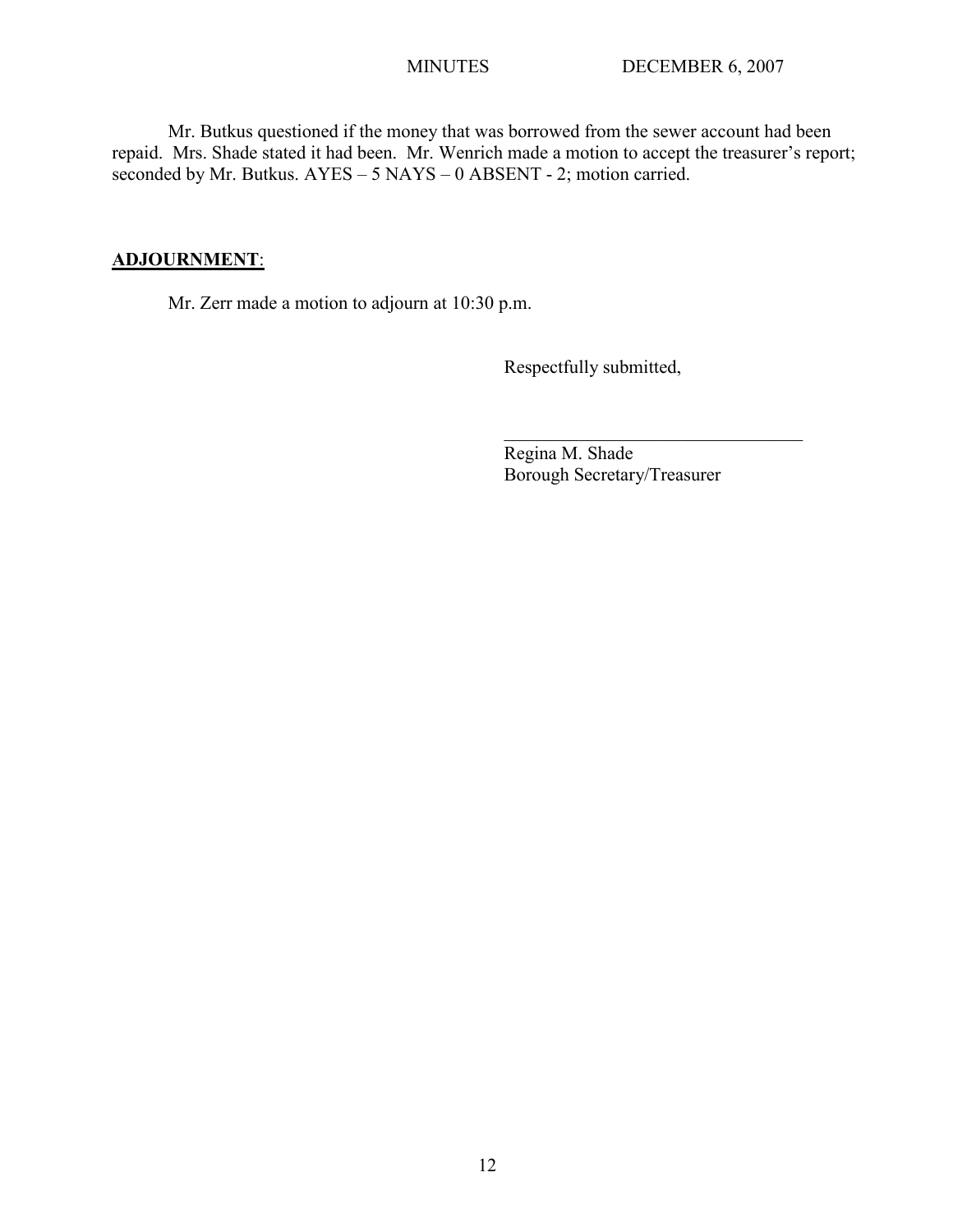Mr. Butkus questioned if the money that was borrowed from the sewer account had been repaid. Mrs. Shade stated it had been. Mr. Wenrich made a motion to accept the treasurer's report; seconded by Mr. Butkus. AYES – 5 NAYS – 0 ABSENT - 2; motion carried.

**ADJOURNMENT**:

Mr. Zerr made a motion to adjourn at 10:30 p.m.

Respectfully submitted,

\_\_\_\_\_\_\_\_\_\_\_\_\_\_\_\_\_\_\_\_\_\_\_\_\_\_\_\_\_\_\_\_\_

Regina M. Shade
Borough Secretary/Treasurer